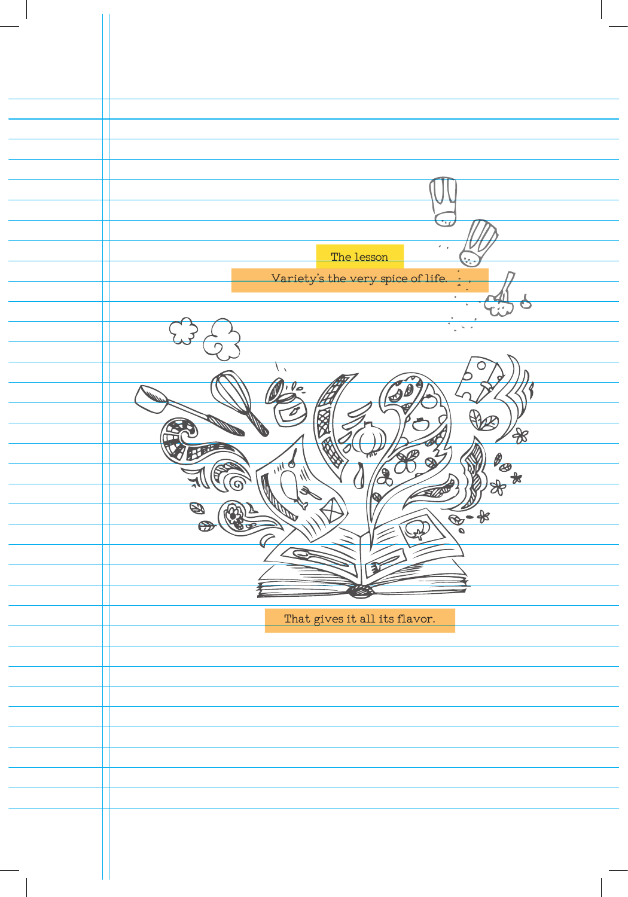The lesson

Variety's the very spice of life.

That gives it all its flavor.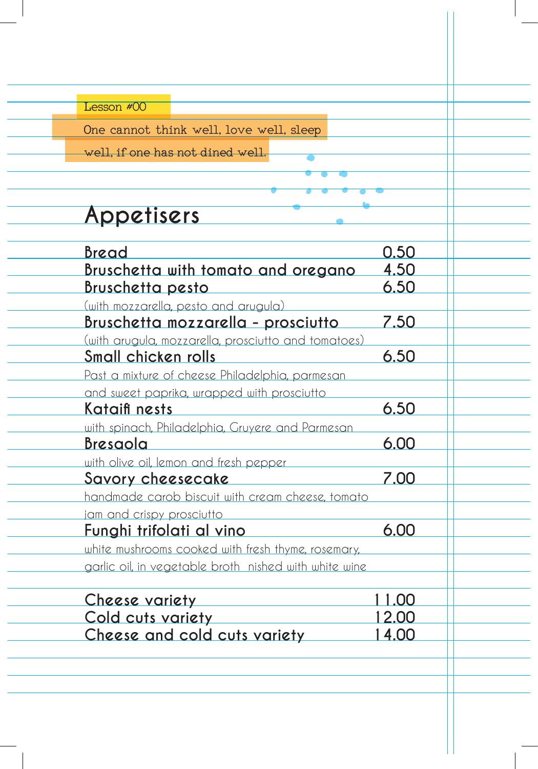Lesson #00

One cannot think well, love well, sleep well, if one has not dined well.

## Appetisers

| | |
|---|---|
| **Bread** | 0.50 |
| **Bruschetta with tomato and oregano** | 4.50 |
| **Bruschetta pesto** (with mozzarella, pesto and arugula) | 6.50 |
| **Bruschetta mozzarella - prosciutto** (with arugula, mozzarella, prosciutto and tomatoes) | 7.50 |
| **Small chicken rolls** Past a mixture of cheese Philadelphia, parmesan and sweet paprika, wrapped with prosciutto | 6.50 |
| **Kataifi nests** with spinach, Philadelphia, Gruyere and Parmesan | 6.50 |
| **Bresaola** with olive oil, lemon and fresh pepper | 6.00 |
| **Savory cheesecake** handmade carob biscuit with cream cheese, tomato jam and crispy prosciutto | 7.00 |
| **Funghi trifolati al vino** white mushrooms cooked with fresh thyme, rosemary, garlic oil, in vegetable broth nished with white wine | 6.00 |
| **Cheese variety** | 11.00 |
| **Cold cuts variety** | 12.00 |
| **Cheese and cold cuts variety** | 14.00 |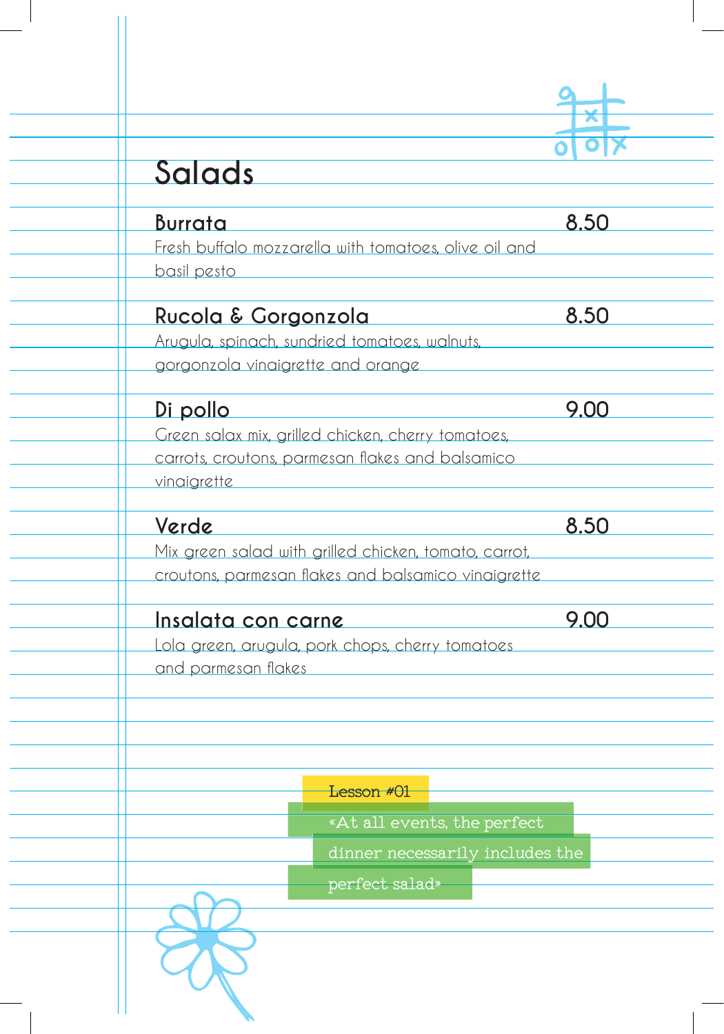# Salads

## Burrata — 8.50

Fresh buffalo mozzarella with tomatoes, olive oil and basil pesto

## Rucola & Gorgonzola — 8.50

Arugula, spinach, sundried tomatoes, walnuts, gorgonzola vinaigrette and orange

## Di pollo — 9.00

Green salax mix, grilled chicken, cherry tomatoes, carrots, croutons, parmesan flakes and balsamico vinaigrette

## Verde — 8.50

Mix green salad with grilled chicken, tomato, carrot, croutons, parmesan flakes and balsamico vinaigrette

## Insalata con carne — 9.00

Lola green, arugula, pork chops, cherry tomatoes and parmesan flakes

Lesson #01

«At all events, the perfect dinner necessarily includes the perfect salad»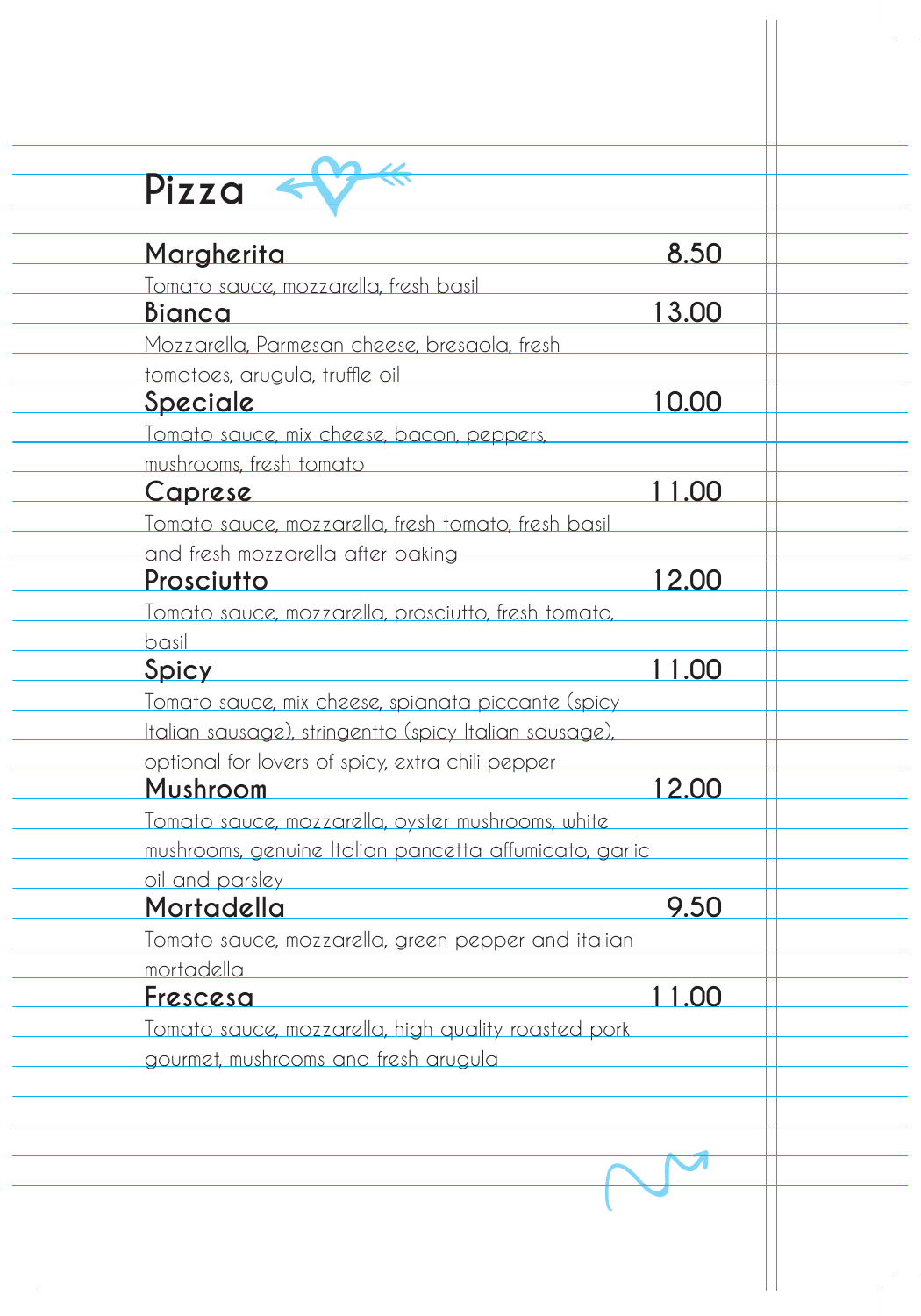# Pizza

**Margherita** 8.50
Tomato sauce, mozzarella, fresh basil

**Bianca** 13.00
Mozzarella, Parmesan cheese, bresaola, fresh tomatoes, arugula, truffle oil

**Speciale** 10.00
Tomato sauce, mix cheese, bacon, peppers, mushrooms, fresh tomato

**Caprese** 11.00
Tomato sauce, mozzarella, fresh tomato, fresh basil and fresh mozzarella after baking

**Prosciutto** 12.00
Tomato sauce, mozzarella, prosciutto, fresh tomato, basil

**Spicy** 11.00
Tomato sauce, mix cheese, spianata piccante (spicy Italian sausage), stringentto (spicy Italian sausage), optional for lovers of spicy, extra chili pepper

**Mushroom** 12.00
Tomato sauce, mozzarella, oyster mushrooms, white mushrooms, genuine Italian pancetta affumicato, garlic oil and parsley

**Mortadella** 9.50
Tomato sauce, mozzarella, green pepper and italian mortadella

**Frescesa** 11.00
Tomato sauce, mozzarella, high quality roasted pork gourmet, mushrooms and fresh arugula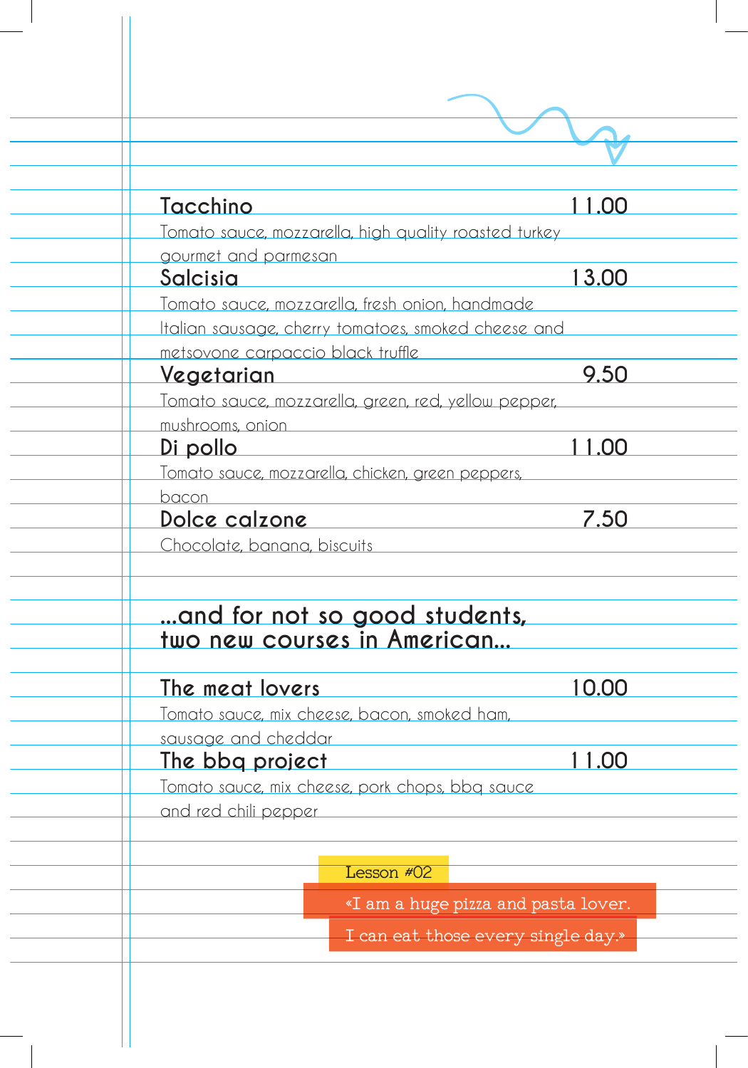**Tacchino** 11.00

Tomato sauce, mozzarella, high quality roasted turkey gourmet and parmesan

**Salcisia** 13.00

Tomato sauce, mozzarella, fresh onion, handmade Italian sausage, cherry tomatoes, smoked cheese and metsovone carpaccio black truffle

**Vegetarian** 9.50

Tomato sauce, mozzarella, green, red, yellow pepper, mushrooms, onion

**Di pollo** 11.00

Tomato sauce, mozzarella, chicken, green peppers, bacon

**Dolce calzone** 7.50

Chocolate, banana, biscuits

## ...and for not so good students, two new courses in American...

**The meat lovers** 10.00

Tomato sauce, mix cheese, bacon, smoked ham, sausage and cheddar

**The bbq project** 11.00

Tomato sauce, mix cheese, pork chops, bbq sauce and red chili pepper

Lesson #02

«I am a huge pizza and pasta lover. I can eat those every single day.»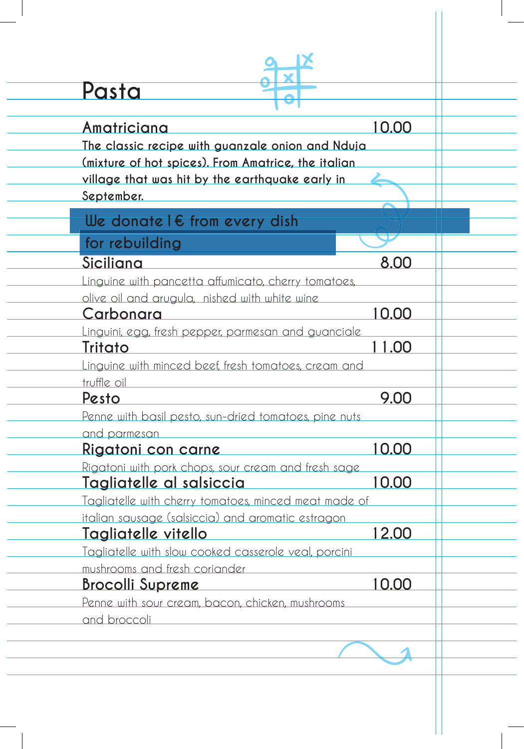# Pasta

## Amatriciana 10.00

**The classic recipe with guanzale onion and Nduja (mixture of hot spices). From Amatrice, the italian village that was hit by the earthquake early in September.**

**We donate 1€ from every dish for rebuilding**

## Siciliana 8.00

Linguine with pancetta affumicato, cherry tomatoes, olive oil and arugula, nished with white wine

## Carbonara 10.00

Linguini, egg, fresh pepper, parmesan and guanciale

## Tritato 11.00

Linguine with minced beef, fresh tomatoes, cream and truffle oil

## Pesto 9.00

Penne with basil pesto, sun-dried tomatoes, pine nuts and parmesan

## Rigatoni con carne 10.00

Rigatoni with pork chops, sour cream and fresh sage

## Tagliatelle al salsiccia 10.00

Tagliatelle with cherry tomatoes, minced meat made of italian sausage (salsiccia) and aromatic estragon

## Tagliatelle vitello 12.00

Tagliatelle with slow cooked casserole veal, porcini mushrooms and fresh coriander

## Brocolli Supreme 10.00

Penne with sour cream, bacon, chicken, mushrooms and broccoli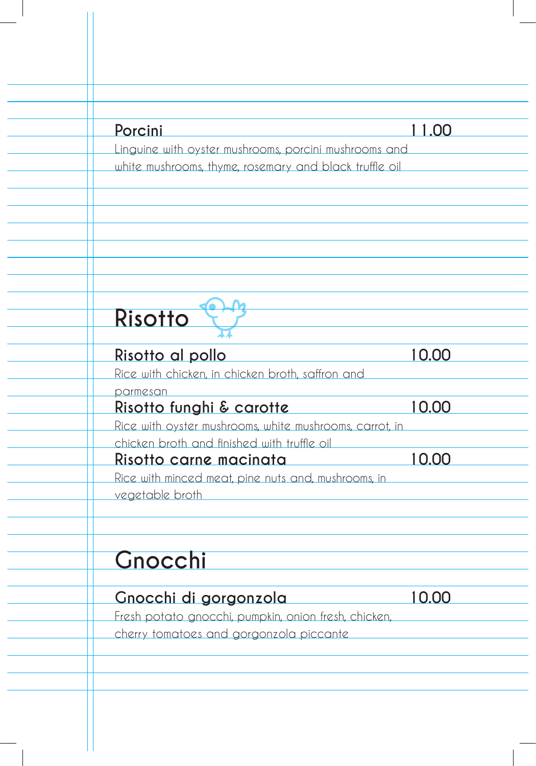**Porcini** 11.00

Linguine with oyster mushrooms, porcini mushrooms and white mushrooms, thyme, rosemary and black truffle oil

## Risotto

**Risotto al pollo** 10.00

Rice with chicken, in chicken broth, saffron and parmesan

**Risotto funghi & carotte** 10.00

Rice with oyster mushrooms, white mushrooms, carrot, in chicken broth and finished with truffle oil

**Risotto carne macinata** 10.00

Rice with minced meat, pine nuts and, mushrooms, in vegetable broth

## Gnocchi

**Gnocchi di gorgonzola** 10.00

Fresh potato gnocchi, pumpkin, onion fresh, chicken, cherry tomatoes and gorgonzola piccante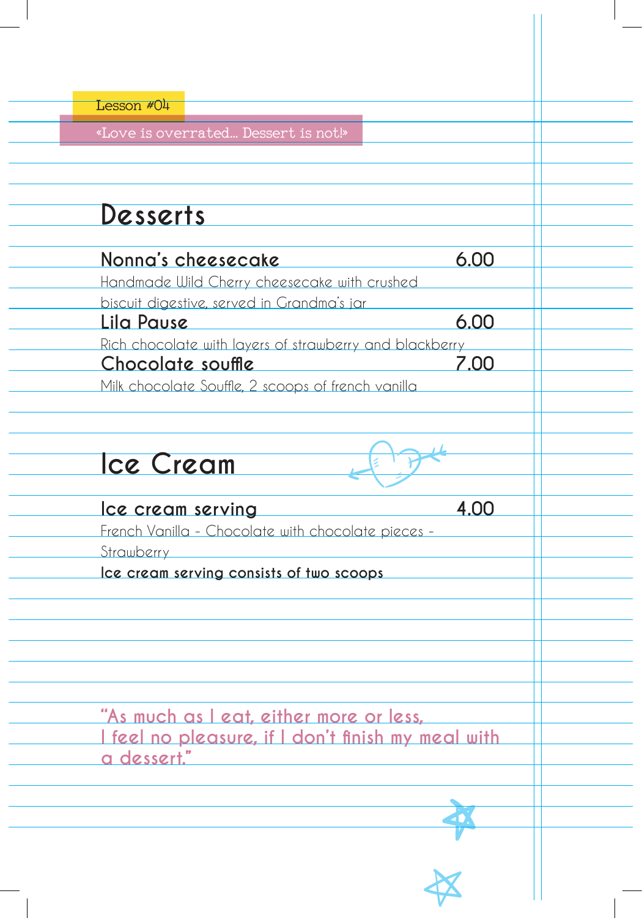Lesson #04

«Love is overrated... Dessert is not!»

# Desserts

**Nonna's cheesecake** 6.00

Handmade Wild Cherry cheesecake with crushed biscuit digestive, served in Grandma's jar

**Lila Pause** 6.00

Rich chocolate with layers of strawberry and blackberry

**Chocolate souffle** 7.00

Milk chocolate Souffle, 2 scoops of french vanilla

# Ice Cream

**Ice cream serving** 4.00

French Vanilla - Chocolate with chocolate pieces - Strawberry

**Ice cream serving consists of two scoops**

"As much as I eat, either more or less, I feel no pleasure, if I don't finish my meal with a dessert."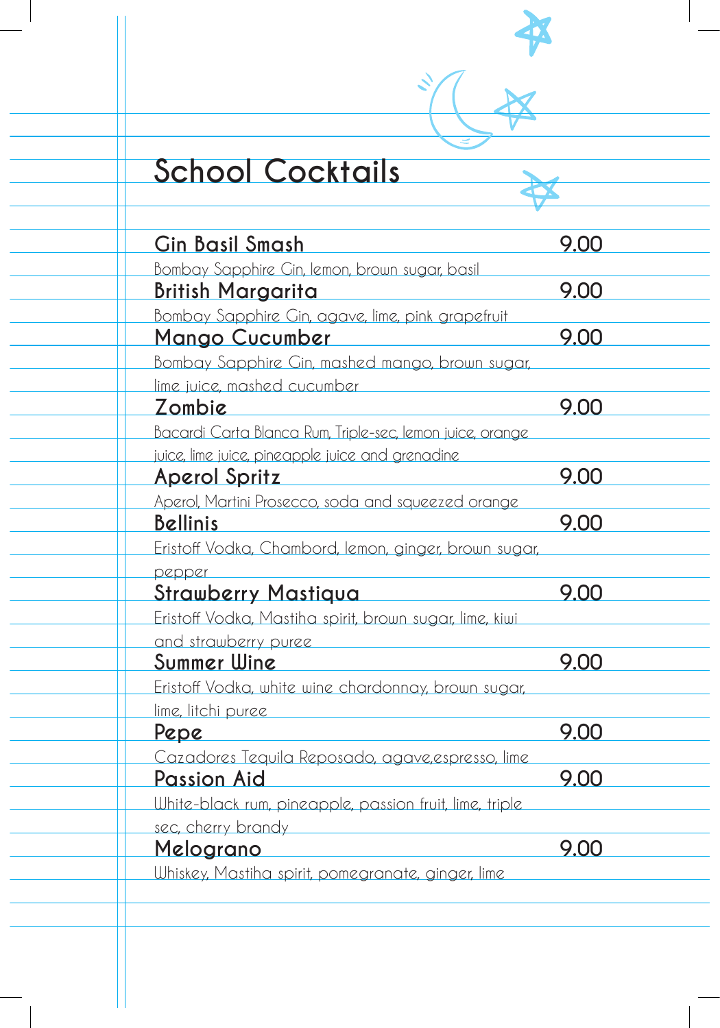# School Cocktails

**Gin Basil Smash** 9.00
Bombay Sapphire Gin, lemon, brown sugar, basil

**British Margarita** 9.00
Bombay Sapphire Gin, agave, lime, pink grapefruit

**Mango Cucumber** 9.00
Bombay Sapphire Gin, mashed mango, brown sugar, lime juice, mashed cucumber

**Zombie** 9.00
Bacardi Carta Blanca Rum, Triple-sec, lemon juice, orange juice, lime juice, pineapple juice and grenadine

**Aperol Spritz** 9.00
Aperol, Martini Prosecco, soda and squeezed orange

**Bellinis** 9.00
Eristoff Vodka, Chambord, lemon, ginger, brown sugar, pepper

**Strawberry Mastiqua** 9.00
Eristoff Vodka, Mastiha spirit, brown sugar, lime, kiwi and strawberry puree

**Summer Wine** 9.00
Eristoff Vodka, white wine chardonnay, brown sugar, lime, litchi puree

**Pepe** 9.00
Cazadores Tequila Reposado, agave,espresso, lime

**Passion Aid** 9.00
White-black rum, pineapple, passion fruit, lime, triple sec, cherry brandy

**Melograno** 9.00
Whiskey, Mastiha spirit, pomegranate, ginger, lime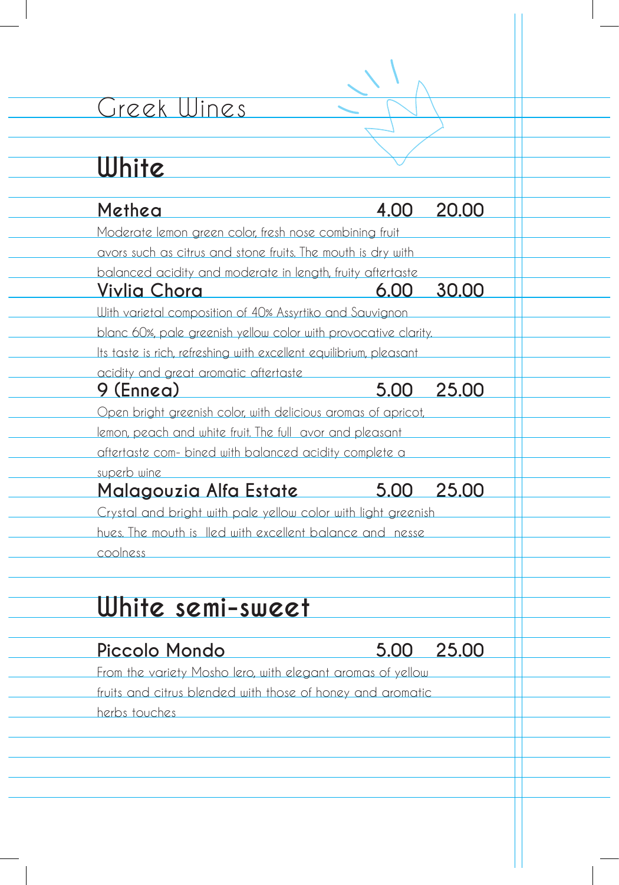# Greek Wines

## White

**Methea** 4.00 20.00

Moderate lemon green color, fresh nose combining fruit avors such as citrus and stone fruits. The mouth is dry with balanced acidity and moderate in length, fruity aftertaste

**Vivlia Chora** 6.00 30.00

With varietal composition of 40% Assyrtiko and Sauvignon blanc 60%, pale greenish yellow color with provocative clarity. Its taste is rich, refreshing with excellent equilibrium, pleasant acidity and great aromatic aftertaste

**9 (Ennea)** 5.00 25.00

Open bright greenish color, with delicious aromas of apricot, lemon, peach and white fruit. The full avor and pleasant aftertaste com- bined with balanced acidity complete a superb wine

**Malagouzia Alfa Estate** 5.00 25.00

Crystal and bright with pale yellow color with light greenish hues. The mouth is lled with excellent balance and nesse coolness

## White semi-sweet

**Piccolo Mondo** 5.00 25.00

From the variety Mosho lero, with elegant aromas of yellow fruits and citrus blended with those of honey and aromatic herbs touches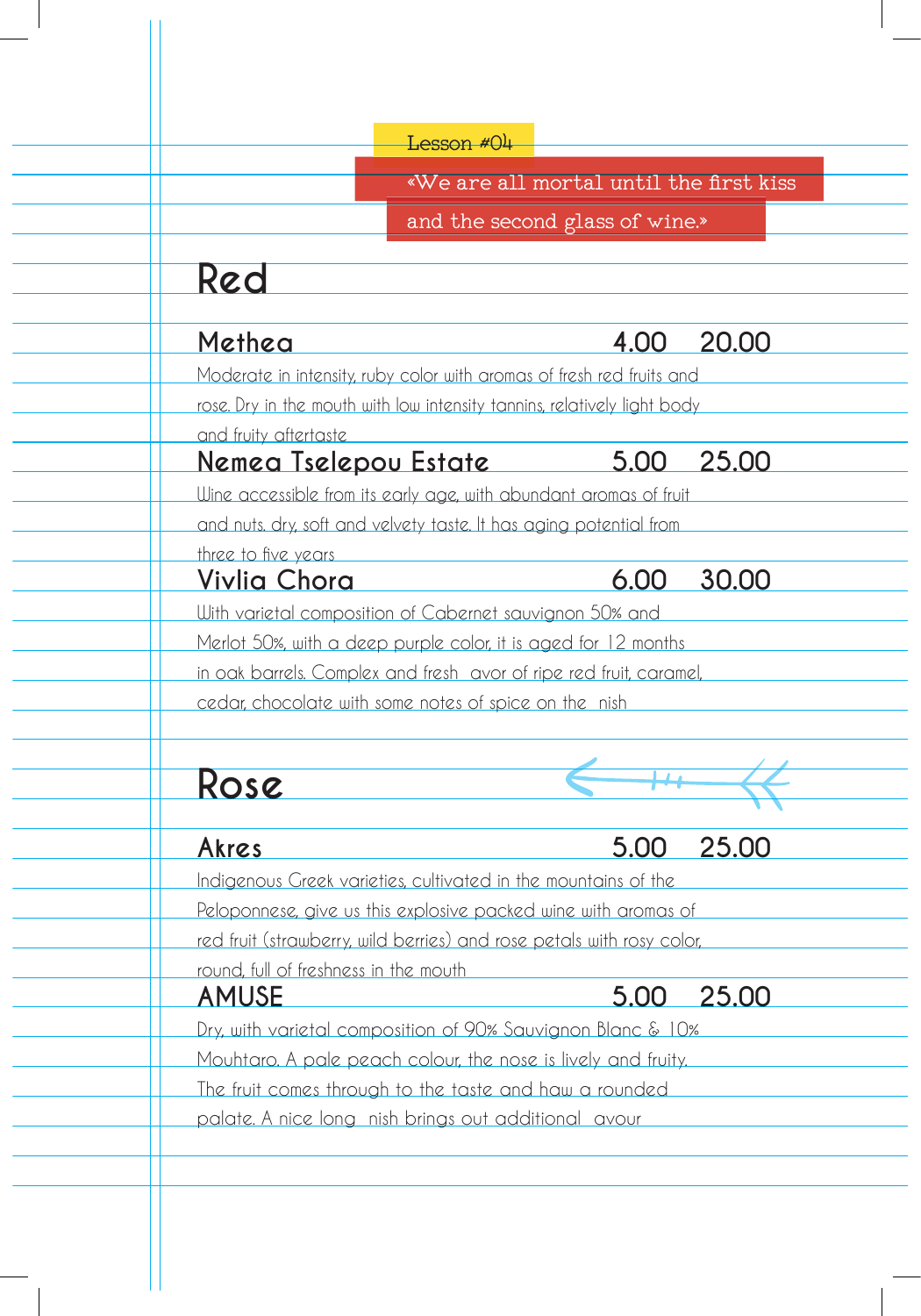Lesson #04

«We are all mortal until the first kiss and the second glass of wine.»

# Red

## Methea 4.00 20.00

Moderate in intensity, ruby color with aromas of fresh red fruits and rose. Dry in the mouth with low intensity tannins, relatively light body and fruity aftertaste

## Nemea Tselepou Estate 5.00 25.00

Wine accessible from its early age, with abundant aromas of fruit and nuts. dry, soft and velvety taste. It has aging potential from three to five years

## Vivlia Chora 6.00 30.00

With varietal composition of Cabernet sauvignon 50% and Merlot 50%, with a deep purple color, it is aged for 12 months in oak barrels. Complex and fresh avor of ripe red fruit, caramel, cedar, chocolate with some notes of spice on the nish

# Rose

## Akres 5.00 25.00

Indigenous Greek varieties, cultivated in the mountains of the Peloponnese, give us this explosive packed wine with aromas of red fruit (strawberry, wild berries) and rose petals with rosy color, round, full of freshness in the mouth

## AMUSE 5.00 25.00

Dry, with varietal composition of 90% Sauvignon Blanc & 10% Mouhtaro. A pale peach colour, the nose is lively and fruity. The fruit comes through to the taste and haw a rounded palate. A nice long nish brings out additional avour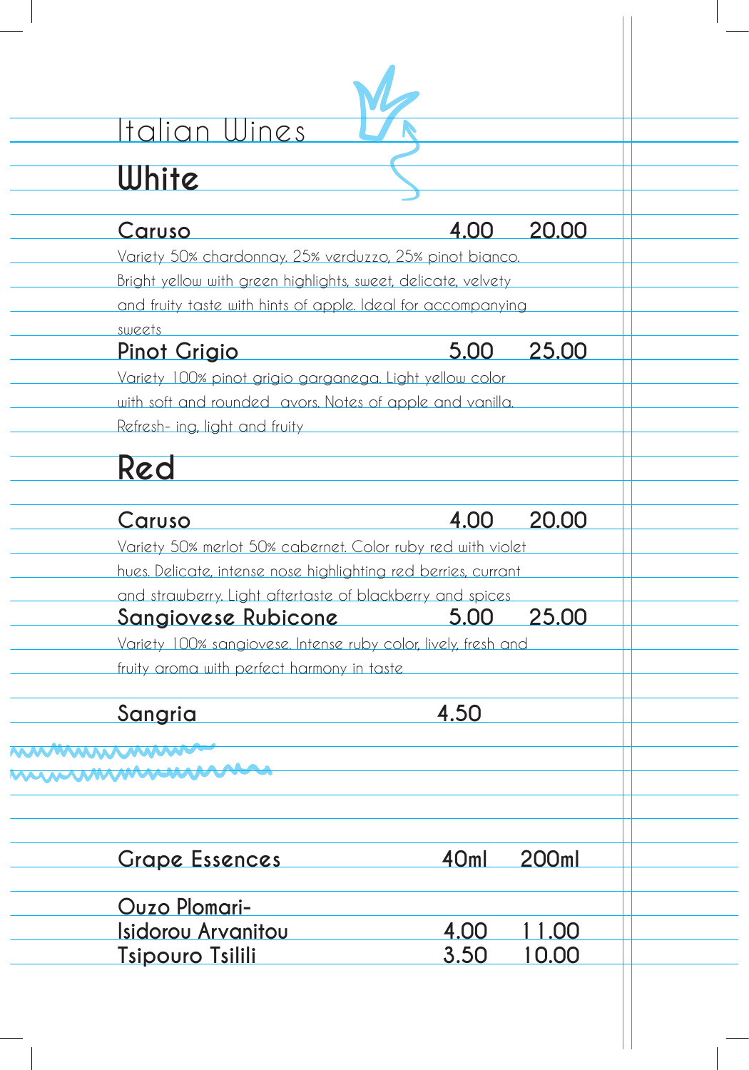# Italian Wines

## White

**Caruso** 4.00 20.00

Variety 50% chardonnay, 25% verduzzo, 25% pinot bianco. Bright yellow with green highlights, sweet, delicate, velvety and fruity taste with hints of apple. Ideal for accompanying sweets

**Pinot Grigio** 5.00 25.00

Variety 100% pinot grigio garganega. Light yellow color with soft and rounded avors. Notes of apple and vanilla. Refresh- ing, light and fruity

## Red

**Caruso** 4.00 20.00

Variety 50% merlot 50% cabernet. Color ruby red with violet hues. Delicate, intense nose highlighting red berries, currant and strawberry. Light aftertaste of blackberry and spices

**Sangiovese Rubicone** 5.00 25.00

Variety 100% sangiovese. Intense ruby color, lively, fresh and fruity aroma with perfect harmony in taste

**Sangria** 4.50

| Grape Essences | 40ml | 200ml |
|---|---|---|
| Ouzo Plomari- Isidorou Arvanitou | 4.00 | 11.00 |
| Tsipouro Tsilili | 3.50 | 10.00 |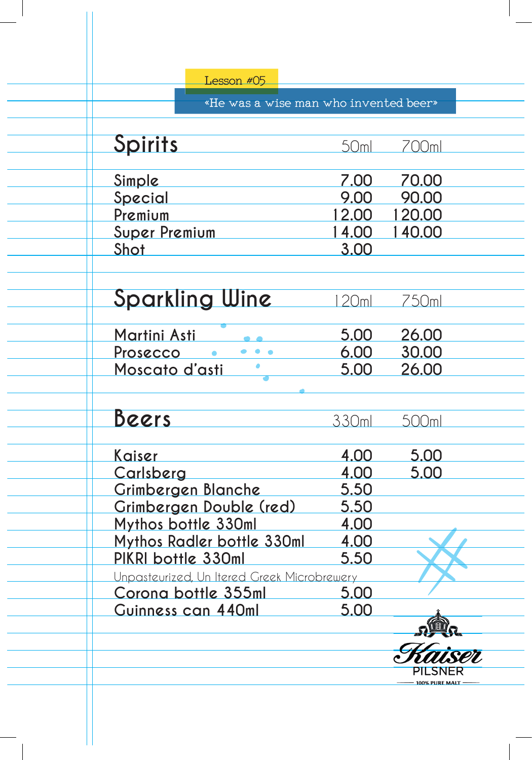Lesson #05

«He was a wise man who invented beer»

## Spirits

| Spirits | 50ml | 700ml |
| --- | --- | --- |
| Simple | 7.00 | 70.00 |
| Special | 9.00 | 90.00 |
| Premium | 12.00 | 120.00 |
| Super Premium | 14.00 | 140.00 |
| Shot | 3.00 | |

## Sparkling Wine

| Sparkling Wine | 120ml | 750ml |
| --- | --- | --- |
| Martini Asti | 5.00 | 26.00 |
| Prosecco | 6.00 | 30.00 |
| Moscato d'asti | 5.00 | 26.00 |

## Beers

| Beers | 330ml | 500ml |
| --- | --- | --- |
| Kaiser | 4.00 | 5.00 |
| Carlsberg | 4.00 | 5.00 |
| Grimbergen Blanche | 5.50 | |
| Grimbergen Double (red) | 5.50 | |
| Mythos bottle 330ml | 4.00 | |
| Mythos Radler bottle 330ml | 4.00 | |
| PIKRI bottle 330ml<br>Unpasteurized, Un ltered Greek Microbrewery | 5.50 | |
| Corona bottle 355ml | 5.00 | |
| Guinness can 440ml | 5.00 | |

Kaiser PILSNER 100% PURE MALT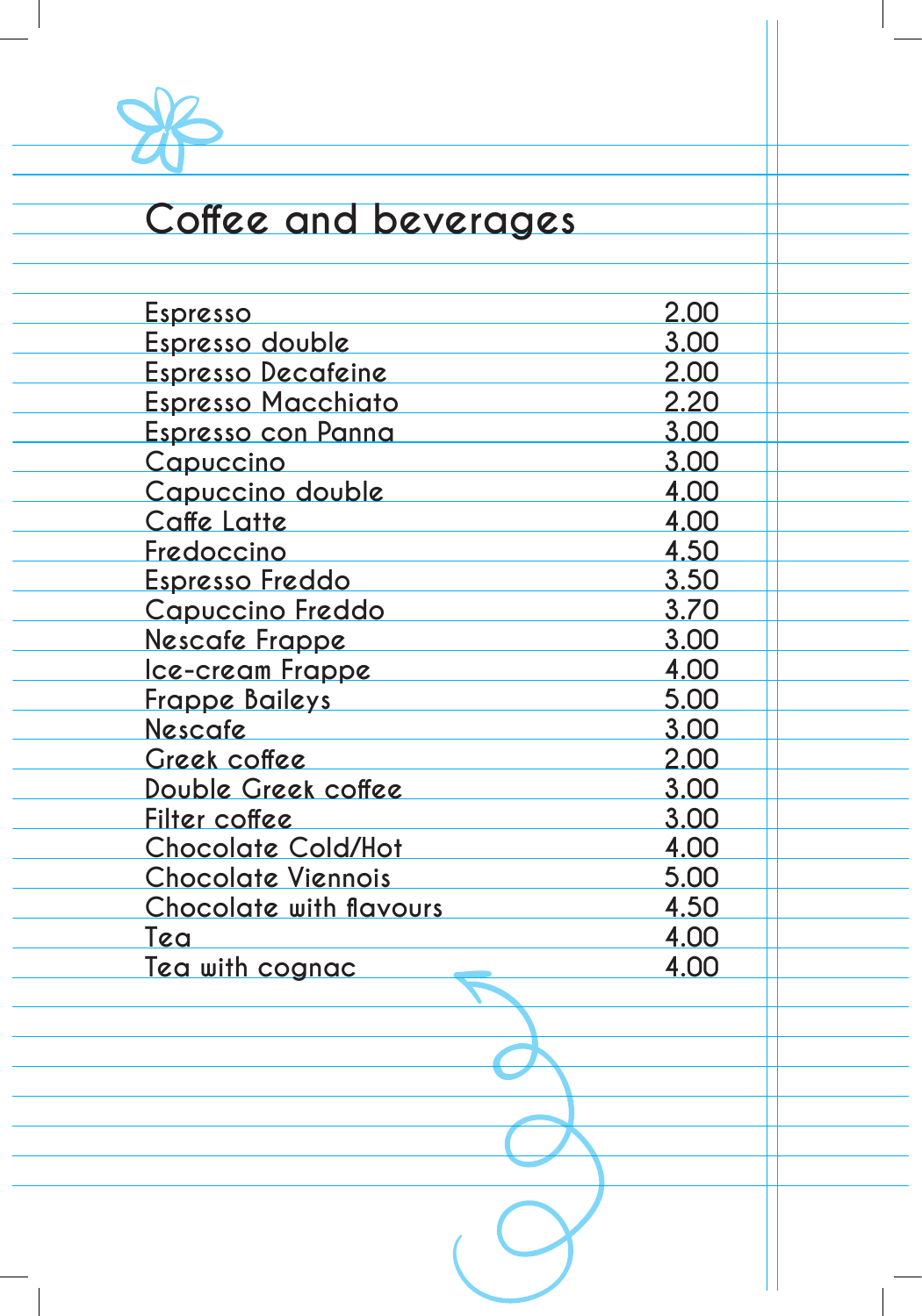# Coffee and beverages

| Item | Price |
|---|---|
| Espresso | 2.00 |
| Espresso double | 3.00 |
| Espresso Decafeine | 2.00 |
| Espresso Macchiato | 2.20 |
| Espresso con Panna | 3.00 |
| Capuccino | 3.00 |
| Capuccino double | 4.00 |
| Caffe Latte | 4.00 |
| Fredoccino | 4.50 |
| Espresso Freddo | 3.50 |
| Capuccino Freddo | 3.70 |
| Nescafe Frappe | 3.00 |
| Ice-cream Frappe | 4.00 |
| Frappe Baileys | 5.00 |
| Nescafe | 3.00 |
| Greek coffee | 2.00 |
| Double Greek coffee | 3.00 |
| Filter coffee | 3.00 |
| Chocolate Cold/Hot | 4.00 |
| Chocolate Viennois | 5.00 |
| Chocolate with flavours | 4.50 |
| Tea | 4.00 |
| Tea with cognac | 4.00 |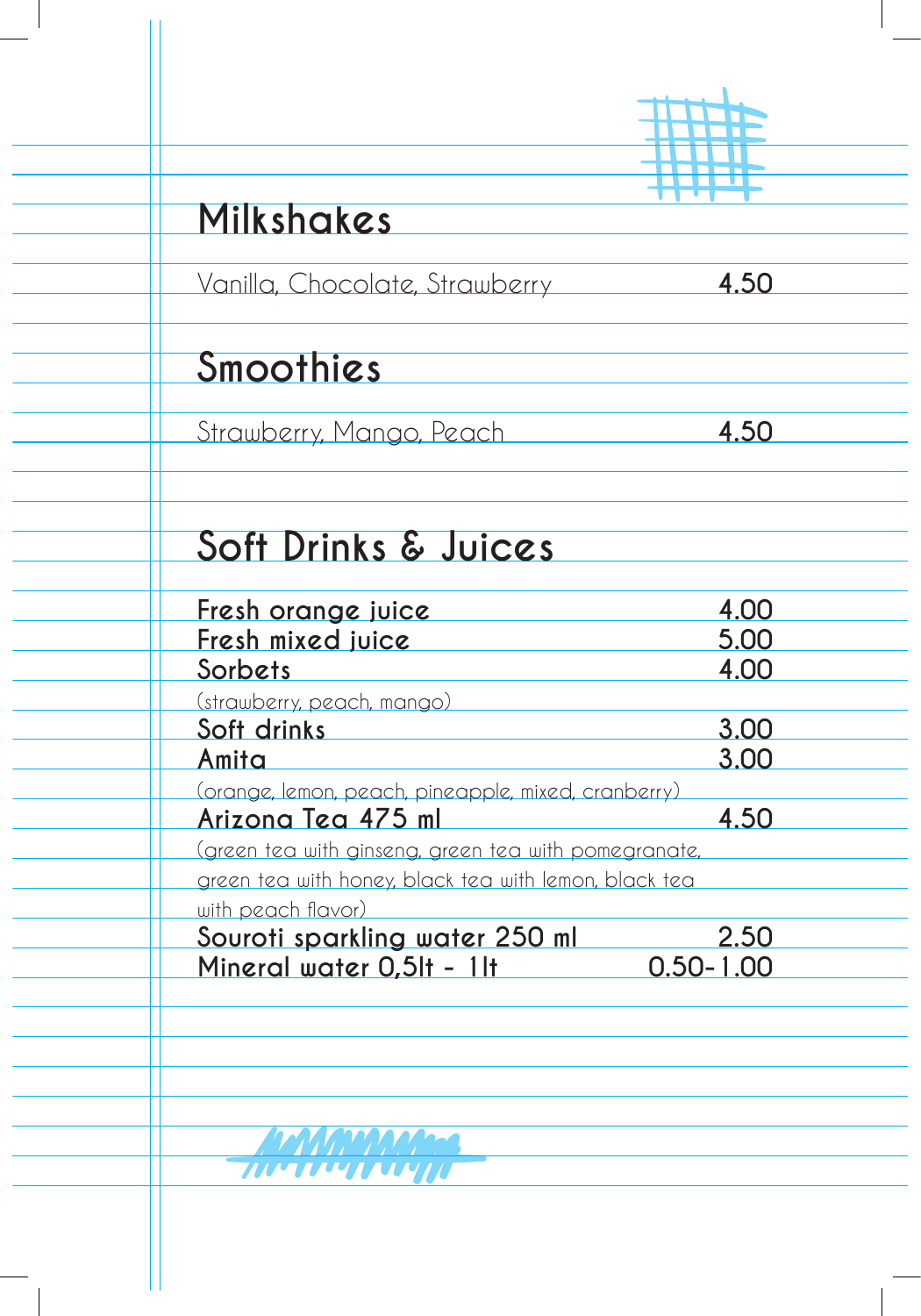## Milkshakes

| | |
|---|---|
| Vanilla, Chocolate, Strawberry | **4.50** |

## Smoothies

| | |
|---|---|
| Strawberry, Mango, Peach | **4.50** |

## Soft Drinks & Juices

| | |
|---|---|
| Fresh orange juice | 4.00 |
| Fresh mixed juice | 5.00 |
| Sorbets<br>(strawberry, peach, mango) | 4.00 |
| Soft drinks | 3.00 |
| Amita<br>(orange, lemon, peach, pineapple, mixed, cranberry) | 3.00 |
| Arizona Tea 475 ml<br>(green tea with ginseng, green tea with pomegranate, green tea with honey, black tea with lemon, black tea with peach flavor) | 4.50 |
| Souroti sparkling water 250 ml | 2.50 |
| Mineral water 0,5lt - 1lt | 0.50-1.00 |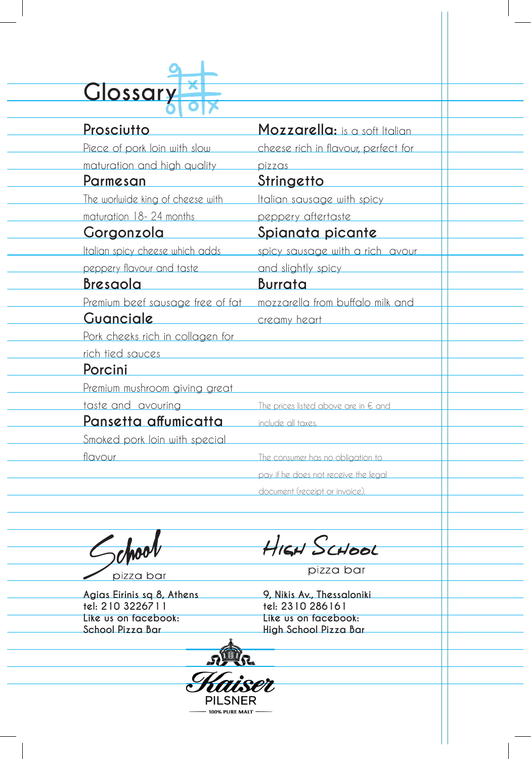# Glossary

## Prosciutto
Piece of pork loin with slow maturation and high quality

## Parmesan
The worlwide king of cheese with maturation 18- 24 months

## Gorgonzola
Italian spicy cheese which adds peppery flavour and taste

## Bresaola
Premium beef sausage free of fat

## Guanciale
Pork cheeks rich in collagen for rich tied sauces

## Porcini
Premium mushroom giving great taste and avouring

## Pansetta affumicatta
Smoked pork loin with special flavour

## Mozzarela:
is a soft Italian cheese rich in flavour, perfect for pizzas

## Stringetto
Italian sausage with spicy peppery aftertaste

## Spianata picante
spicy sausage with a rich avour and slightly spicy

## Burrata
mozzarella from buffalo milk and creamy heart

The prices listed above are in € and include all taxes.

The consumer has no obligation to pay if he does not receive the legal document (receipt or invoice).

School pizza bar

**Agias Eirinis sq 8, Athens**
**tel: 210 3226711**
**Like us on facebook:**
**School Pizza Bar**

High School pizza bar

**9, Nikis Av., Thessaloniki**
**tel: 2310 286161**
**Like us on facebook:**
**High School Pizza Bar**

Kaiser PILSNER 100% PURE MALT